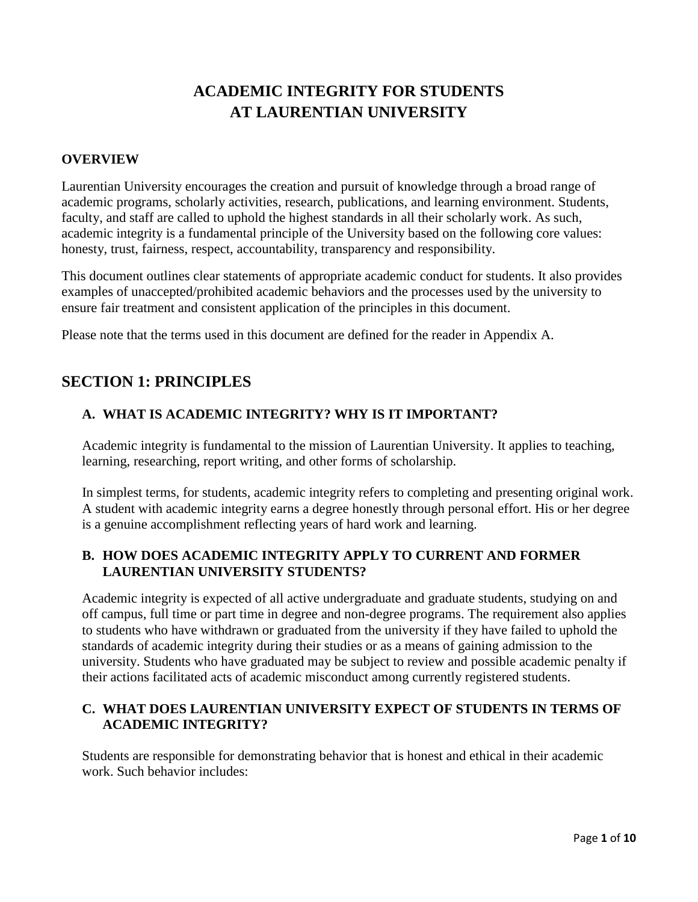# ACADEMIC INTEGRITY FOR STUDENTS AT LAURENTIAN UNIVERSITY

### OVERVIEW

Laurentian University encourages the creation and pursuit of knowledge through a broad range of academic programs, scholarly activities, research, publications, and learning environment. Students, faculty, and staff are called to uphold the highest standards in all their scholarly work. As such, academic integrity is a fundamental principle of the University based on the following core values: honesty, trust, fairness, respect, accountability, transparency and responsibility.

This document outlines clear statements of appropriate academic conduct for students. It also provides examples of unaccepted/prohibited academic behaviors and the processes used by the university to ensure fair treatment and consistent application of the principles in this document.

Please note that the terms used in this document are defined for the reader in Appendix A.

## SECTION 1: PRINCIPLES

### A. WHAT IS ACADEMIC INTEGRITY? WHY IS IT IMPORTANT?

Academic integrity is fundamental to the mission of Laurentian University. It applies to teaching, learning, researching, report writing, and other forms of scholarship.

In simplest terms, for students, academic integrity refers to completing and presenting original work. A student with academic integrity earns a degree honestly through personal effort. His or her degree is a genuine accomplishment reflecting years of hard work and learning.

### B. HOW DOES ACADEMIC INTEGRITY APPLY TO CURRENT AND FORMER LAURENTIAN UNIVERSITY STUDENTS?

Academic integrity is expected of all active undergraduate and graduate students, studying on and off campus, full time or part time in degree and non-degree programs. The requirement also applies to students who have withdrawn or graduated from the university if they have failed to uphold the standards of academic integrity during their studies or as a means of gaining admission to the university. Students who have graduated may be subject to review and possible academic penalty if their actions facilitated acts of academic misconduct among currently registered students.

### C. WHAT DOES LAURENTIAN UNIVERSITY EXPECT OF STUDENTS IN TERMS OF ACADEMIC INTEGRITY?

Students are responsible for demonstrating behavior that is honest and ethical in their academic work. Such behavior includes: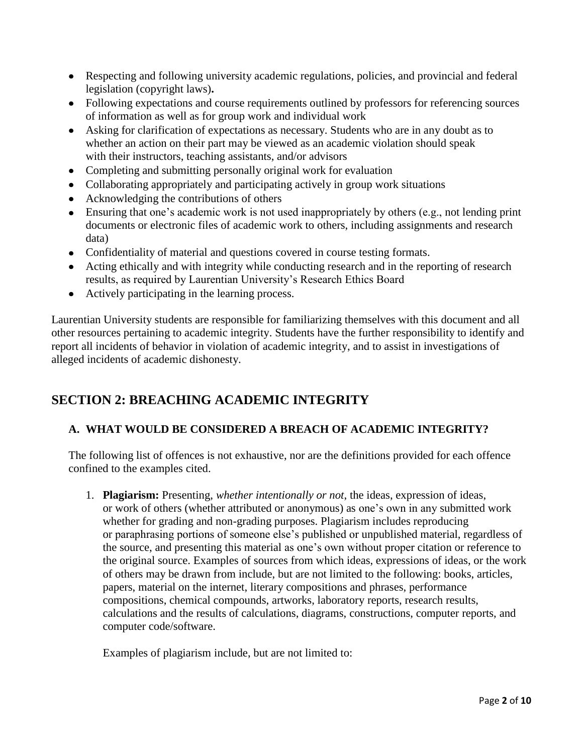- Respecting and following university academic regulations, policies, and provincial and federal legislation (copyright laws)**.**
- Following expectations and course requirements outlined by professors for referencing sources of information as well as for group work and individual work
- Asking for clarification of expectations as necessary. Students who are in any doubt as to whether an action on their part may be viewed as an academic violation should speak with their instructors, teaching assistants, and/or advisors
- Completing and submitting personally original work for evaluation
- Collaborating appropriately and participating actively in group work situations
- Acknowledging the contributions of others
- Ensuring that one's academic work is not used inappropriately by others (e.g., not lending print documents or electronic files of academic work to others, including assignments and research data)
- Confidentiality of material and questions covered in course testing formats.
- Acting ethically and with integrity while conducting research and in the reporting of research results, as required by Laurentian University's Research Ethics Board
- Actively participating in the learning process.

Laurentian University students are responsible for familiarizing themselves with this document and all other resources pertaining to academic integrity. Students have the further responsibility to identify and report all incidents of behavior in violation of academic integrity, and to assist in investigations of alleged incidents of academic dishonesty.

## SECTION 2: BREACHING ACADEMIC INTEGRITY

### A. WHAT WOULD BE CONSIDERED A BREACH OF ACADEMIC INTEGRITY?

The following list of offences is not exhaustive, nor are the definitions provided for each offence confined to the examples cited.

1. **Plagiarism:** Presenting, *whether intentionally or not*, the ideas, expression of ideas, or work of others (whether attributed or anonymous) as one's own in any submitted work whether for grading and non-grading purposes. Plagiarism includes reproducing or paraphrasing portions of someone else's published or unpublished material, regardless of the source, and presenting this material as one's own without proper citation or reference to the original source. Examples of sources from which ideas, expressions of ideas, or the work of others may be drawn from include, but are not limited to the following: books, articles, papers, material on the internet, literary compositions and phrases, performance compositions, chemical compounds, artworks, laboratory reports, research results, calculations and the results of calculations, diagrams, constructions, computer reports, and computer code/software.

   Examples of plagiarism include, but are not limited to: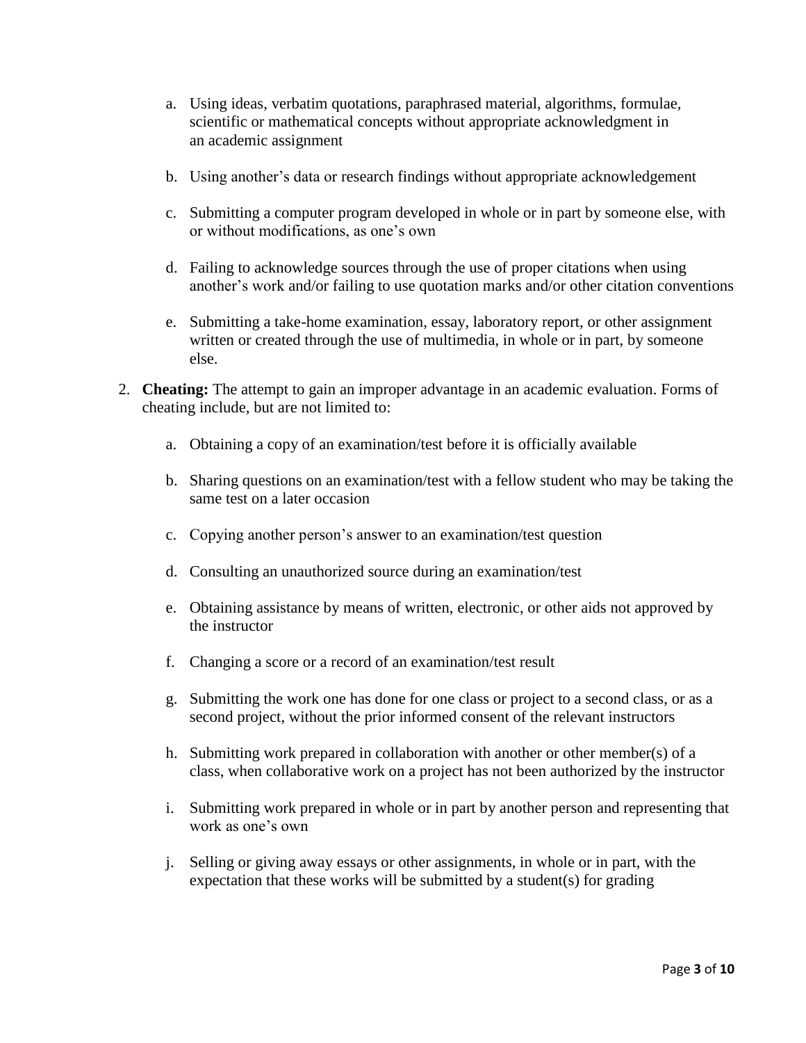a. Using ideas, verbatim quotations, paraphrased material, algorithms, formulae, scientific or mathematical concepts without appropriate acknowledgment in an academic assignment

   b. Using another's data or research findings without appropriate acknowledgement

   c. Submitting a computer program developed in whole or in part by someone else, with or without modifications, as one's own

   d. Failing to acknowledge sources through the use of proper citations when using another's work and/or failing to use quotation marks and/or other citation conventions

   e. Submitting a take-home examination, essay, laboratory report, or other assignment written or created through the use of multimedia, in whole or in part, by someone else.

2. **Cheating:** The attempt to gain an improper advantage in an academic evaluation. Forms of cheating include, but are not limited to:

   a. Obtaining a copy of an examination/test before it is officially available

   b. Sharing questions on an examination/test with a fellow student who may be taking the same test on a later occasion

   c. Copying another person's answer to an examination/test question

   d. Consulting an unauthorized source during an examination/test

   e. Obtaining assistance by means of written, electronic, or other aids not approved by the instructor

   f. Changing a score or a record of an examination/test result

   g. Submitting the work one has done for one class or project to a second class, or as a second project, without the prior informed consent of the relevant instructors

   h. Submitting work prepared in collaboration with another or other member(s) of a class, when collaborative work on a project has not been authorized by the instructor

   i. Submitting work prepared in whole or in part by another person and representing that work as one's own

   j. Selling or giving away essays or other assignments, in whole or in part, with the expectation that these works will be submitted by a student(s) for grading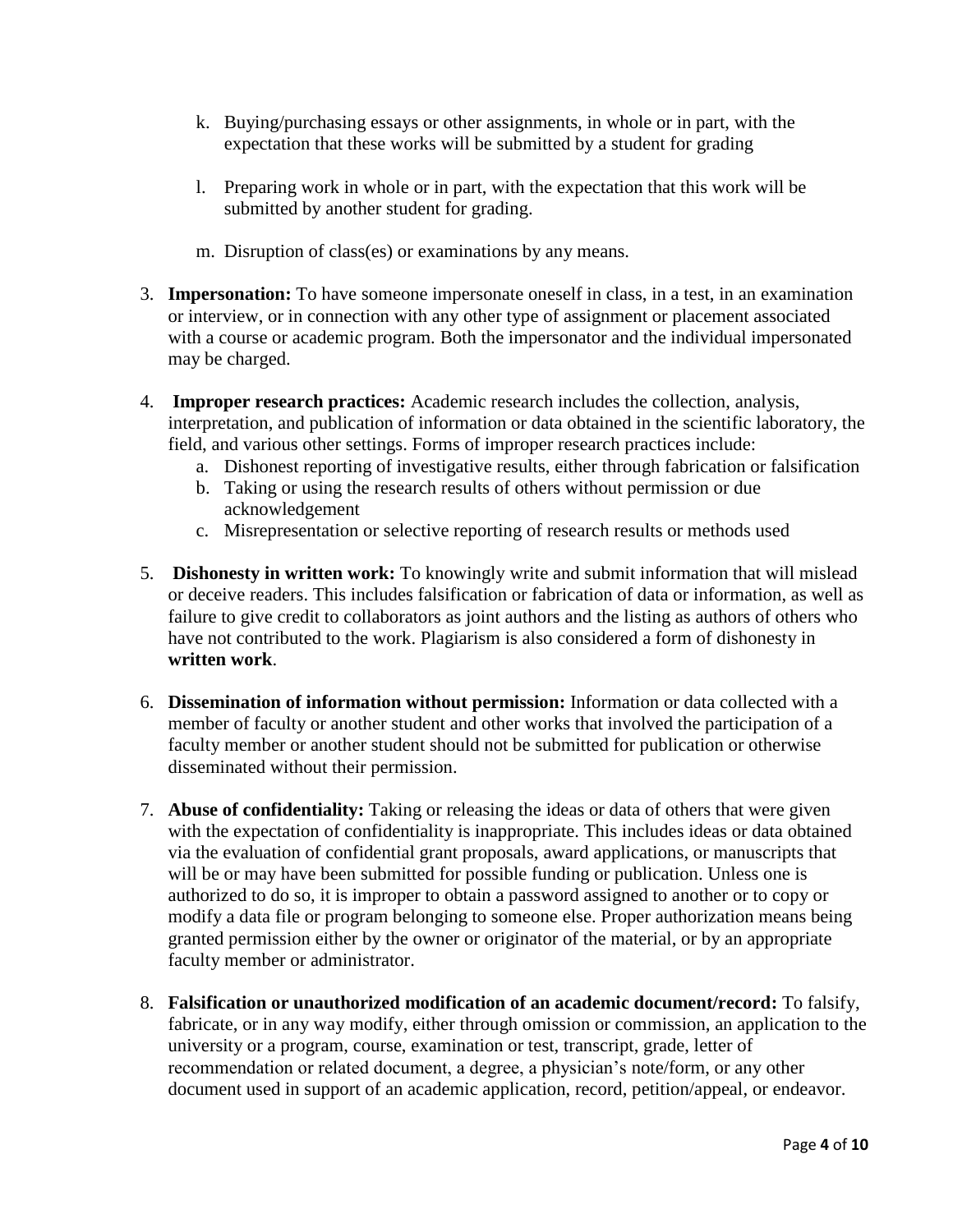k. Buying/purchasing essays or other assignments, in whole or in part, with the expectation that these works will be submitted by a student for grading

  l. Preparing work in whole or in part, with the expectation that this work will be submitted by another student for grading.

  m. Disruption of class(es) or examinations by any means.

3. **Impersonation:** To have someone impersonate oneself in class, in a test, in an examination or interview, or in connection with any other type of assignment or placement associated with a course or academic program. Both the impersonator and the individual impersonated may be charged.

4. **Improper research practices:** Academic research includes the collection, analysis, interpretation, and publication of information or data obtained in the scientific laboratory, the field, and various other settings. Forms of improper research practices include:
   a. Dishonest reporting of investigative results, either through fabrication or falsification
   b. Taking or using the research results of others without permission or due acknowledgement
   c. Misrepresentation or selective reporting of research results or methods used

5. **Dishonesty in written work:** To knowingly write and submit information that will mislead or deceive readers. This includes falsification or fabrication of data or information, as well as failure to give credit to collaborators as joint authors and the listing as authors of others who have not contributed to the work. Plagiarism is also considered a form of dishonesty in **written work**.

6. **Dissemination of information without permission:** Information or data collected with a member of faculty or another student and other works that involved the participation of a faculty member or another student should not be submitted for publication or otherwise disseminated without their permission.

7. **Abuse of confidentiality:** Taking or releasing the ideas or data of others that were given with the expectation of confidentiality is inappropriate. This includes ideas or data obtained via the evaluation of confidential grant proposals, award applications, or manuscripts that will be or may have been submitted for possible funding or publication. Unless one is authorized to do so, it is improper to obtain a password assigned to another or to copy or modify a data file or program belonging to someone else. Proper authorization means being granted permission either by the owner or originator of the material, or by an appropriate faculty member or administrator.

8. **Falsification or unauthorized modification of an academic document/record:** To falsify, fabricate, or in any way modify, either through omission or commission, an application to the university or a program, course, examination or test, transcript, grade, letter of recommendation or related document, a degree, a physician's note/form, or any other document used in support of an academic application, record, petition/appeal, or endeavor.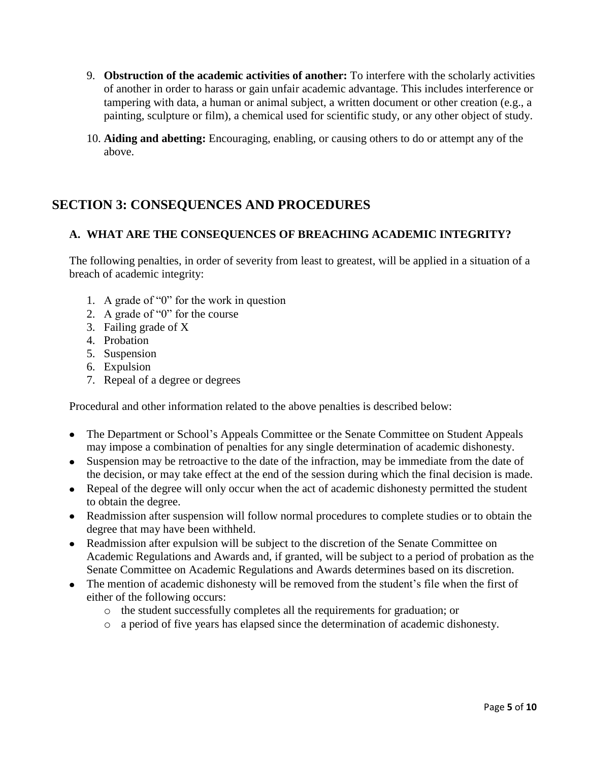9. **Obstruction of the academic activities of another:** To interfere with the scholarly activities of another in order to harass or gain unfair academic advantage. This includes interference or tampering with data, a human or animal subject, a written document or other creation (e.g., a painting, sculpture or film), a chemical used for scientific study, or any other object of study.

10. **Aiding and abetting:** Encouraging, enabling, or causing others to do or attempt any of the above.

## SECTION 3: CONSEQUENCES AND PROCEDURES

### A. WHAT ARE THE CONSEQUENCES OF BREACHING ACADEMIC INTEGRITY?

The following penalties, in order of severity from least to greatest, will be applied in a situation of a breach of academic integrity:

1. A grade of "0" for the work in question
2. A grade of "0" for the course
3. Failing grade of X
4. Probation
5. Suspension
6. Expulsion
7. Repeal of a degree or degrees

Procedural and other information related to the above penalties is described below:

- The Department or School's Appeals Committee or the Senate Committee on Student Appeals may impose a combination of penalties for any single determination of academic dishonesty.
- Suspension may be retroactive to the date of the infraction, may be immediate from the date of the decision, or may take effect at the end of the session during which the final decision is made.
- Repeal of the degree will only occur when the act of academic dishonesty permitted the student to obtain the degree.
- Readmission after suspension will follow normal procedures to complete studies or to obtain the degree that may have been withheld.
- Readmission after expulsion will be subject to the discretion of the Senate Committee on Academic Regulations and Awards and, if granted, will be subject to a period of probation as the Senate Committee on Academic Regulations and Awards determines based on its discretion.
- The mention of academic dishonesty will be removed from the student's file when the first of either of the following occurs:
  - the student successfully completes all the requirements for graduation; or
  - a period of five years has elapsed since the determination of academic dishonesty.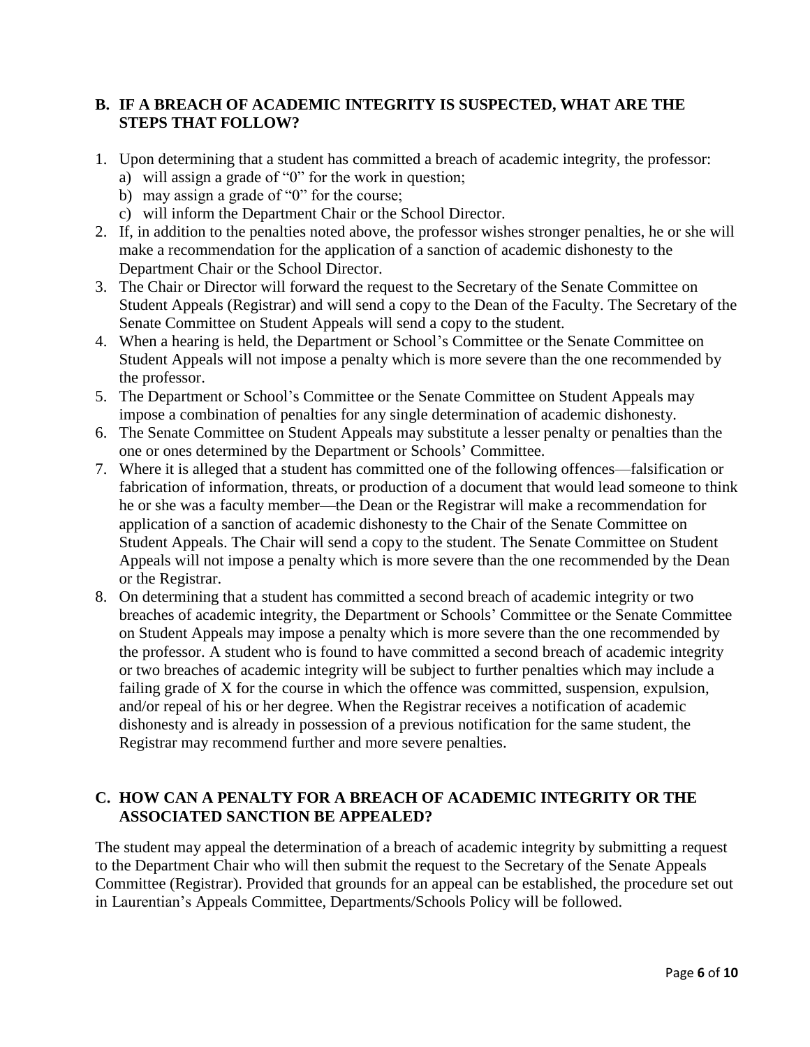## B. IF A BREACH OF ACADEMIC INTEGRITY IS SUSPECTED, WHAT ARE THE STEPS THAT FOLLOW?

1. Upon determining that a student has committed a breach of academic integrity, the professor:
   a) will assign a grade of "0" for the work in question;
   b) may assign a grade of "0" for the course;
   c) will inform the Department Chair or the School Director.
2. If, in addition to the penalties noted above, the professor wishes stronger penalties, he or she will make a recommendation for the application of a sanction of academic dishonesty to the Department Chair or the School Director.
3. The Chair or Director will forward the request to the Secretary of the Senate Committee on Student Appeals (Registrar) and will send a copy to the Dean of the Faculty. The Secretary of the Senate Committee on Student Appeals will send a copy to the student.
4. When a hearing is held, the Department or School's Committee or the Senate Committee on Student Appeals will not impose a penalty which is more severe than the one recommended by the professor.
5. The Department or School's Committee or the Senate Committee on Student Appeals may impose a combination of penalties for any single determination of academic dishonesty.
6. The Senate Committee on Student Appeals may substitute a lesser penalty or penalties than the one or ones determined by the Department or Schools' Committee.
7. Where it is alleged that a student has committed one of the following offences—falsification or fabrication of information, threats, or production of a document that would lead someone to think he or she was a faculty member—the Dean or the Registrar will make a recommendation for application of a sanction of academic dishonesty to the Chair of the Senate Committee on Student Appeals. The Chair will send a copy to the student. The Senate Committee on Student Appeals will not impose a penalty which is more severe than the one recommended by the Dean or the Registrar.
8. On determining that a student has committed a second breach of academic integrity or two breaches of academic integrity, the Department or Schools' Committee or the Senate Committee on Student Appeals may impose a penalty which is more severe than the one recommended by the professor. A student who is found to have committed a second breach of academic integrity or two breaches of academic integrity will be subject to further penalties which may include a failing grade of X for the course in which the offence was committed, suspension, expulsion, and/or repeal of his or her degree. When the Registrar receives a notification of academic dishonesty and is already in possession of a previous notification for the same student, the Registrar may recommend further and more severe penalties.

## C. HOW CAN A PENALTY FOR A BREACH OF ACADEMIC INTEGRITY OR THE ASSOCIATED SANCTION BE APPEALED?

The student may appeal the determination of a breach of academic integrity by submitting a request to the Department Chair who will then submit the request to the Secretary of the Senate Appeals Committee (Registrar). Provided that grounds for an appeal can be established, the procedure set out in Laurentian's Appeals Committee, Departments/Schools Policy will be followed.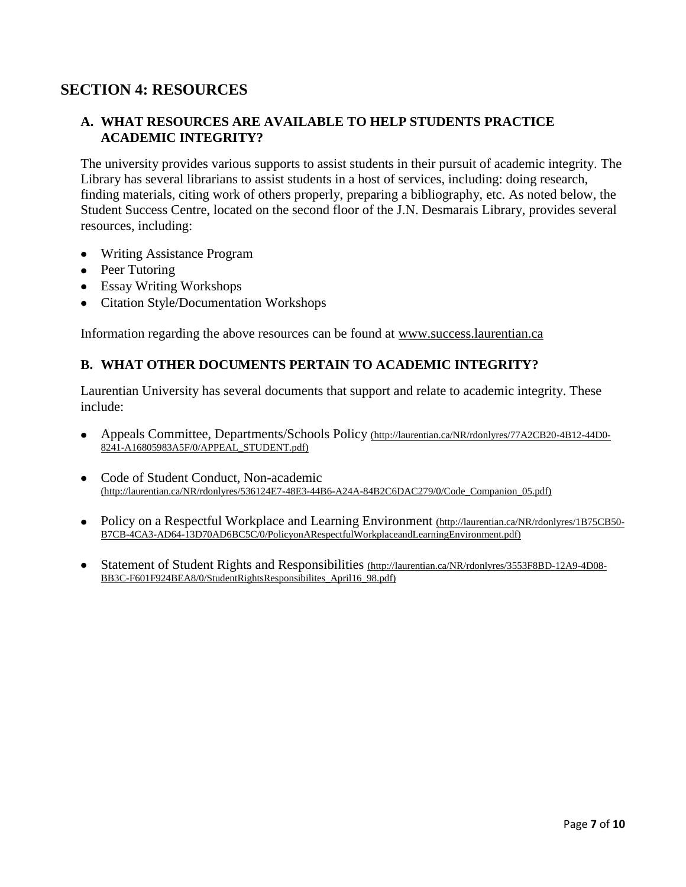## SECTION 4: RESOURCES

### A. WHAT RESOURCES ARE AVAILABLE TO HELP STUDENTS PRACTICE ACADEMIC INTEGRITY?

The university provides various supports to assist students in their pursuit of academic integrity. The Library has several librarians to assist students in a host of services, including: doing research, finding materials, citing work of others properly, preparing a bibliography, etc. As noted below, the Student Success Centre, located on the second floor of the J.N. Desmarais Library, provides several resources, including:

- Writing Assistance Program
- Peer Tutoring
- Essay Writing Workshops
- Citation Style/Documentation Workshops

Information regarding the above resources can be found at www.success.laurentian.ca

### B. WHAT OTHER DOCUMENTS PERTAIN TO ACADEMIC INTEGRITY?

Laurentian University has several documents that support and relate to academic integrity. These include:

- Appeals Committee, Departments/Schools Policy (http://laurentian.ca/NR/rdonlyres/77A2CB20-4B12-44D0-8241-A16805983A5F/0/APPEAL_STUDENT.pdf)
- Code of Student Conduct, Non-academic (http://laurentian.ca/NR/rdonlyres/536124E7-48E3-44B6-A24A-84B2C6DAC279/0/Code_Companion_05.pdf)
- Policy on a Respectful Workplace and Learning Environment (http://laurentian.ca/NR/rdonlyres/1B75CB50-B7CB-4CA3-AD64-13D70AD6BC5C/0/PolicyonARespectfulWorkplaceandLearningEnvironment.pdf)
- Statement of Student Rights and Responsibilities (http://laurentian.ca/NR/rdonlyres/3553F8BD-12A9-4D08-BB3C-F601F924BEA8/0/StudentRightsResponsibilites_April16_98.pdf)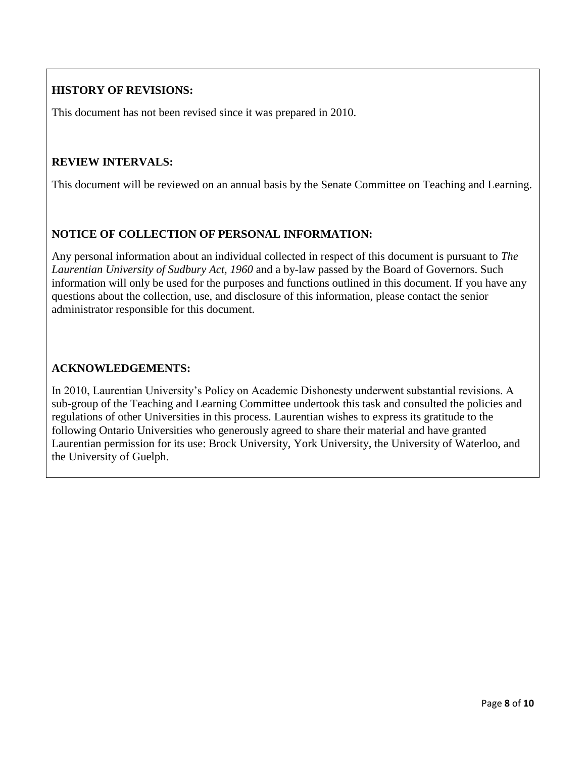**HISTORY OF REVISIONS:**

This document has not been revised since it was prepared in 2010.

**REVIEW INTERVALS:**

This document will be reviewed on an annual basis by the Senate Committee on Teaching and Learning.

**NOTICE OF COLLECTION OF PERSONAL INFORMATION:**

Any personal information about an individual collected in respect of this document is pursuant to *The Laurentian University of Sudbury Act, 1960* and a by-law passed by the Board of Governors. Such information will only be used for the purposes and functions outlined in this document. If you have any questions about the collection, use, and disclosure of this information, please contact the senior administrator responsible for this document.

**ACKNOWLEDGEMENTS:**

In 2010, Laurentian University's Policy on Academic Dishonesty underwent substantial revisions. A sub-group of the Teaching and Learning Committee undertook this task and consulted the policies and regulations of other Universities in this process. Laurentian wishes to express its gratitude to the following Ontario Universities who generously agreed to share their material and have granted Laurentian permission for its use: Brock University, York University, the University of Waterloo, and the University of Guelph.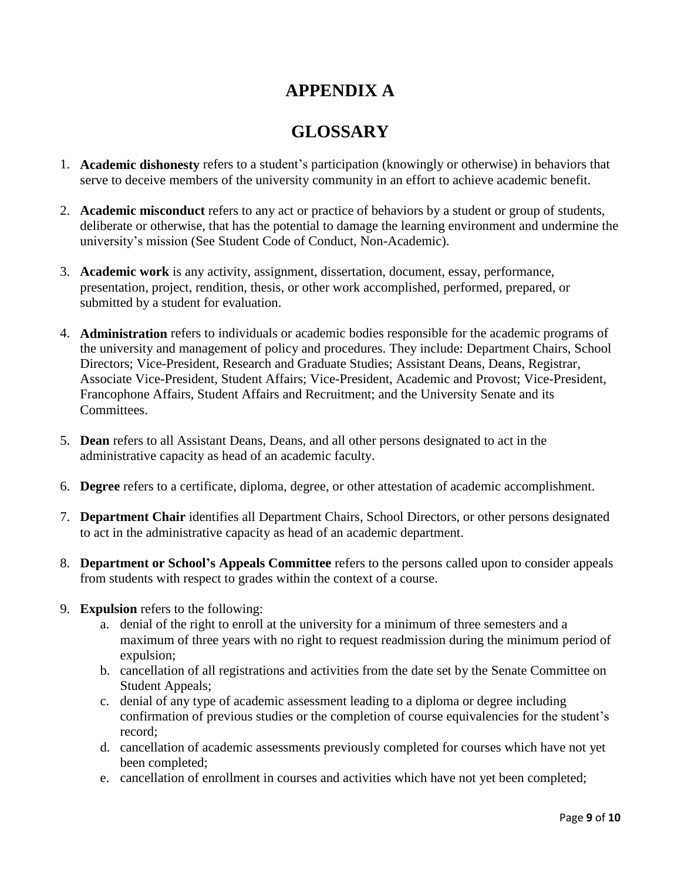# APPENDIX A

# GLOSSARY

1. **Academic dishonesty** refers to a student's participation (knowingly or otherwise) in behaviors that serve to deceive members of the university community in an effort to achieve academic benefit.

2. **Academic misconduct** refers to any act or practice of behaviors by a student or group of students, deliberate or otherwise, that has the potential to damage the learning environment and undermine the university's mission (See Student Code of Conduct, Non-Academic).

3. **Academic work** is any activity, assignment, dissertation, document, essay, performance, presentation, project, rendition, thesis, or other work accomplished, performed, prepared, or submitted by a student for evaluation.

4. **Administration** refers to individuals or academic bodies responsible for the academic programs of the university and management of policy and procedures. They include: Department Chairs, School Directors; Vice-President, Research and Graduate Studies; Assistant Deans, Deans, Registrar, Associate Vice-President, Student Affairs; Vice-President, Academic and Provost; Vice-President, Francophone Affairs, Student Affairs and Recruitment; and the University Senate and its Committees.

5. **Dean** refers to all Assistant Deans, Deans, and all other persons designated to act in the administrative capacity as head of an academic faculty.

6. **Degree** refers to a certificate, diploma, degree, or other attestation of academic accomplishment.

7. **Department Chair** identifies all Department Chairs, School Directors, or other persons designated to act in the administrative capacity as head of an academic department.

8. **Department or School's Appeals Committee** refers to the persons called upon to consider appeals from students with respect to grades within the context of a course.

9. **Expulsion** refers to the following:
   a. denial of the right to enroll at the university for a minimum of three semesters and a maximum of three years with no right to request readmission during the minimum period of expulsion;
   b. cancellation of all registrations and activities from the date set by the Senate Committee on Student Appeals;
   c. denial of any type of academic assessment leading to a diploma or degree including confirmation of previous studies or the completion of course equivalencies for the student's record;
   d. cancellation of academic assessments previously completed for courses which have not yet been completed;
   e. cancellation of enrollment in courses and activities which have not yet been completed;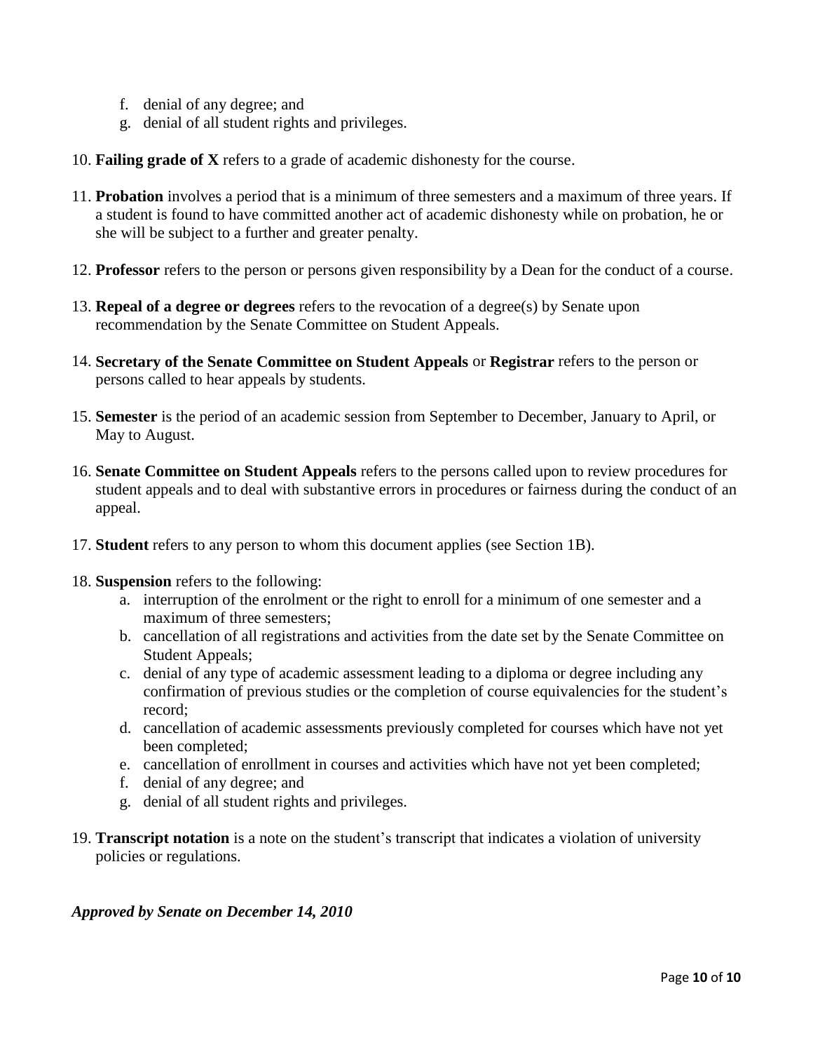f. denial of any degree; and
   g. denial of all student rights and privileges.

10. **Failing grade of X** refers to a grade of academic dishonesty for the course.

11. **Probation** involves a period that is a minimum of three semesters and a maximum of three years. If a student is found to have committed another act of academic dishonesty while on probation, he or she will be subject to a further and greater penalty.

12. **Professor** refers to the person or persons given responsibility by a Dean for the conduct of a course.

13. **Repeal of a degree or degrees** refers to the revocation of a degree(s) by Senate upon recommendation by the Senate Committee on Student Appeals.

14. **Secretary of the Senate Committee on Student Appeals** or **Registrar** refers to the person or persons called to hear appeals by students.

15. **Semester** is the period of an academic session from September to December, January to April, or May to August.

16. **Senate Committee on Student Appeals** refers to the persons called upon to review procedures for student appeals and to deal with substantive errors in procedures or fairness during the conduct of an appeal.

17. **Student** refers to any person to whom this document applies (see Section 1B).

18. **Suspension** refers to the following:
    a. interruption of the enrolment or the right to enroll for a minimum of one semester and a maximum of three semesters;
    b. cancellation of all registrations and activities from the date set by the Senate Committee on Student Appeals;
    c. denial of any type of academic assessment leading to a diploma or degree including any confirmation of previous studies or the completion of course equivalencies for the student's record;
    d. cancellation of academic assessments previously completed for courses which have not yet been completed;
    e. cancellation of enrollment in courses and activities which have not yet been completed;
    f. denial of any degree; and
    g. denial of all student rights and privileges.

19. **Transcript notation** is a note on the student's transcript that indicates a violation of university policies or regulations.

***Approved by Senate on December 14, 2010***